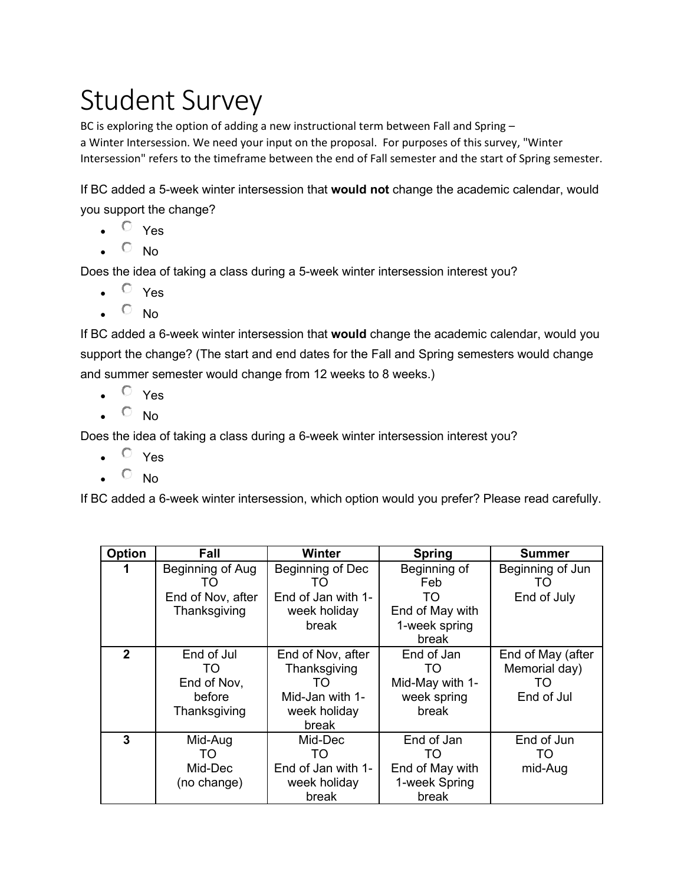# Student Survey

BC is exploring the option of adding a new instructional term between Fall and Spring – a Winter Intersession. We need your input on the proposal. For purposes of this survey, "Winter Intersession" refers to the timeframe between the end of Fall semester and the start of Spring semester.

If BC added a 5-week winter intersession that **would not** change the academic calendar, would you support the change?

- Yes
- No

Does the idea of taking a class during a 5-week winter intersession interest you?

- Yes
- No

If BC added a 6-week winter intersession that **would** change the academic calendar, would you support the change? (The start and end dates for the Fall and Spring semesters would change and summer semester would change from 12 weeks to 8 weeks.)

- Yes
- No

Does the idea of taking a class during a 6-week winter intersession interest you?

- Yes
- No

If BC added a 6-week winter intersession, which option would you prefer? Please read carefully.

| Option | Fall | Winter | Spring | Summer |
|---|---|---|---|---|
| 1 | Beginning of Aug TO End of Nov, after Thanksgiving | Beginning of Dec TO End of Jan with 1-week holiday break | Beginning of Feb TO End of May with 1-week spring break | Beginning of Jun TO End of July |
| 2 | End of Jul TO End of Nov, before Thanksgiving | End of Nov, after Thanksgiving TO Mid-Jan with 1-week holiday break | End of Jan TO Mid-May with 1-week spring break | End of May (after Memorial day) TO End of Jul |
| 3 | Mid-Aug TO Mid-Dec (no change) | Mid-Dec TO End of Jan with 1-week holiday break | End of Jan TO End of May with 1-week Spring break | End of Jun TO mid-Aug |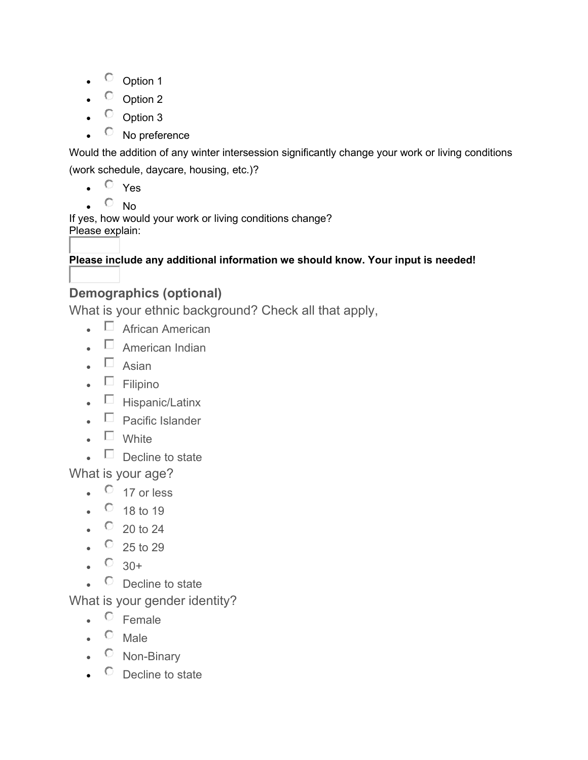- Option 1
- Option 2
- Option 3
- No preference

Would the addition of any winter intersession significantly change your work or living conditions (work schedule, daycare, housing, etc.)?

- Yes
- No

If yes, how would your work or living conditions change?
Please explain:

**Please include any additional information we should know. Your input is needed!**

### Demographics (optional)

What is your ethnic background? Check all that apply,

- African American
- American Indian
- Asian
- Filipino
- Hispanic/Latinx
- Pacific Islander
- White
- Decline to state

What is your age?

- 17 or less
- 18 to 19
- 20 to 24
- 25 to 29
- 30+
- Decline to state

What is your gender identity?

- Female
- Male
- Non-Binary
- Decline to state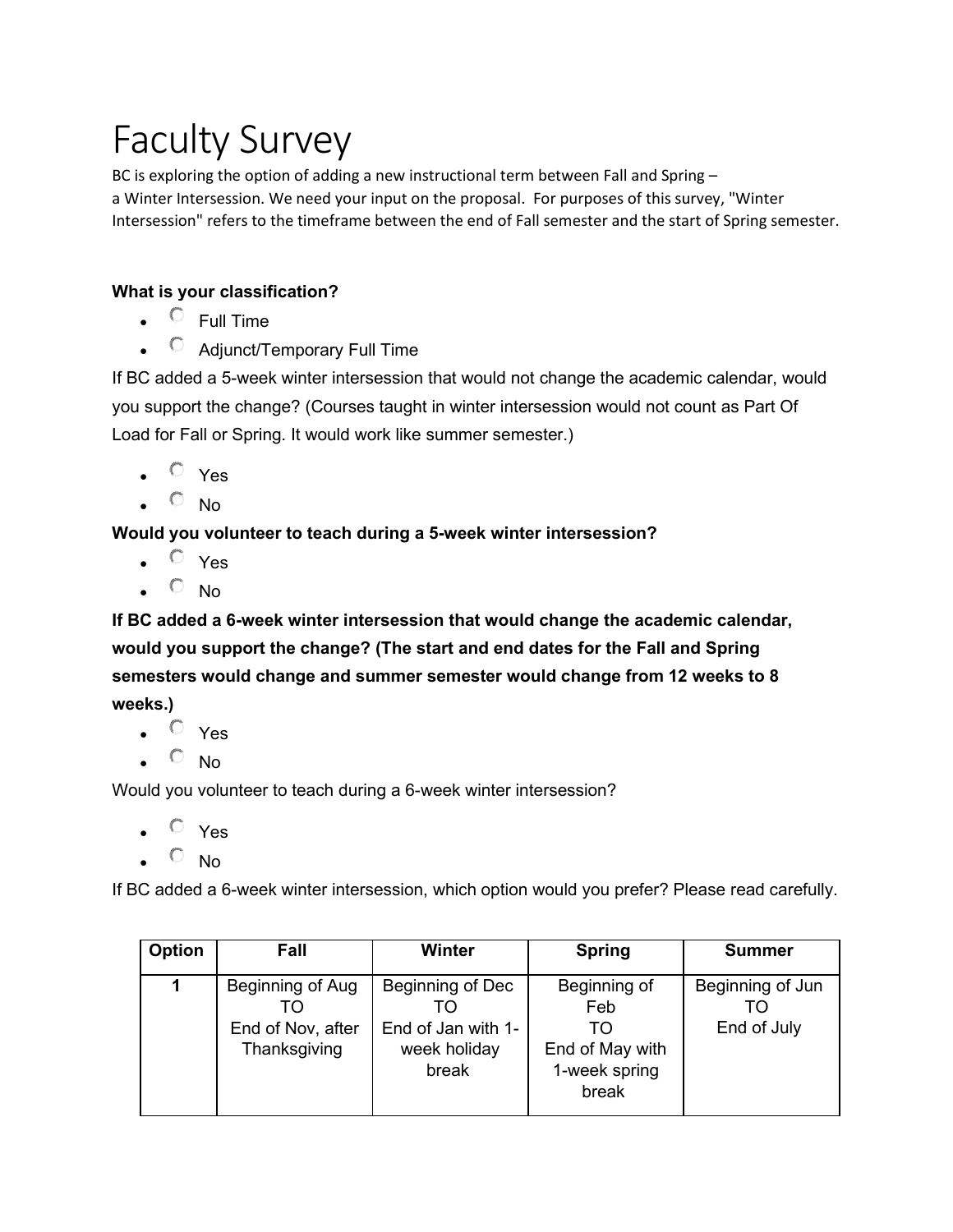# Faculty Survey

BC is exploring the option of adding a new instructional term between Fall and Spring – a Winter Intersession. We need your input on the proposal. For purposes of this survey, "Winter Intersession" refers to the timeframe between the end of Fall semester and the start of Spring semester.

**What is your classification?**

- Full Time
- Adjunct/Temporary Full Time

If BC added a 5-week winter intersession that would not change the academic calendar, would you support the change? (Courses taught in winter intersession would not count as Part Of Load for Fall or Spring. It would work like summer semester.)

- Yes
- No

**Would you volunteer to teach during a 5-week winter intersession?**

- Yes
- No

**If BC added a 6-week winter intersession that would change the academic calendar, would you support the change? (The start and end dates for the Fall and Spring semesters would change and summer semester would change from 12 weeks to 8 weeks.)**

- Yes
- No

Would you volunteer to teach during a 6-week winter intersession?

- Yes
- No

If BC added a 6-week winter intersession, which option would you prefer? Please read carefully.

| Option | Fall | Winter | Spring | Summer |
|---|---|---|---|---|
| **1** | Beginning of Aug TO End of Nov, after Thanksgiving | Beginning of Dec TO End of Jan with 1-week holiday break | Beginning of Feb TO End of May with 1-week spring break | Beginning of Jun TO End of July |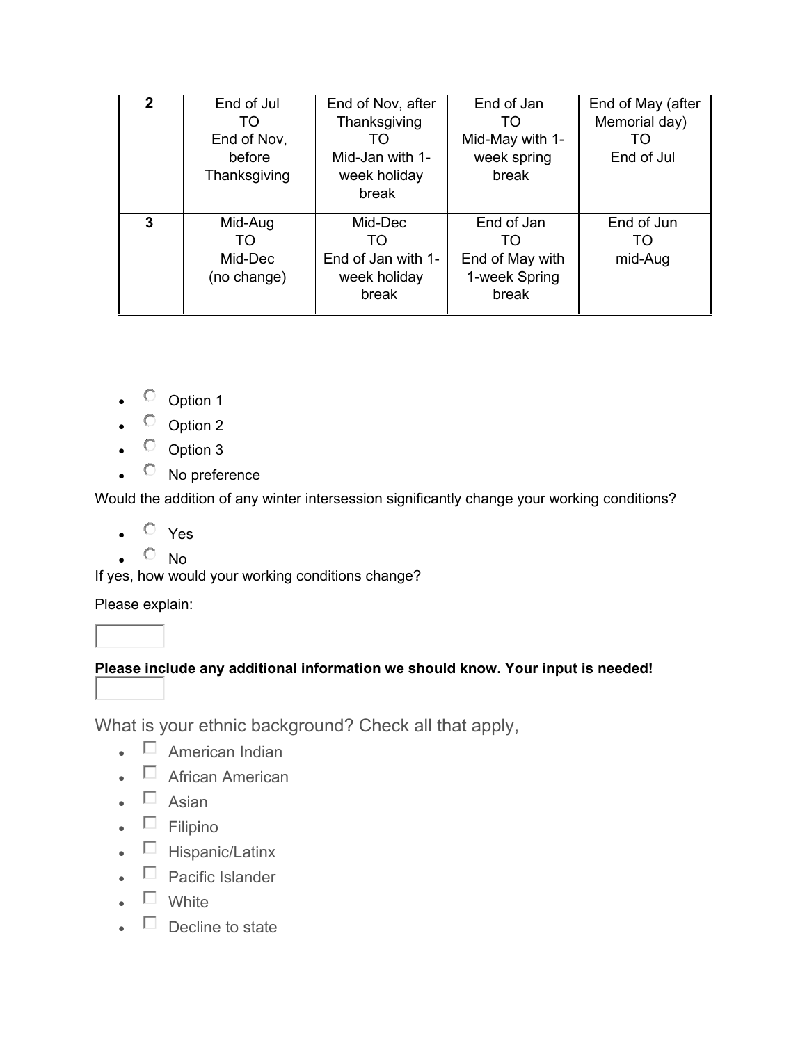| | | | | |
|---|---|---|---|---|
| **2** | End of Jul TO End of Nov, before Thanksgiving | End of Nov, after Thanksgiving TO Mid-Jan with 1-week holiday break | End of Jan TO Mid-May with 1-week spring break | End of May (after Memorial day) TO End of Jul |
| **3** | Mid-Aug TO Mid-Dec (no change) | Mid-Dec TO End of Jan with 1-week holiday break | End of Jan TO End of May with 1-week Spring break | End of Jun TO mid-Aug |

- ○ Option 1
- ○ Option 2
- ○ Option 3
- ○ No preference

Would the addition of any winter intersession significantly change your working conditions?

- ○ Yes
- ○ No

If yes, how would your working conditions change?

Please explain:

**Please include any additional information we should know. Your input is needed!**

What is your ethnic background? Check all that apply,

- ☐ American Indian
- ☐ African American
- ☐ Asian
- ☐ Filipino
- ☐ Hispanic/Latinx
- ☐ Pacific Islander
- ☐ White
- ☐ Decline to state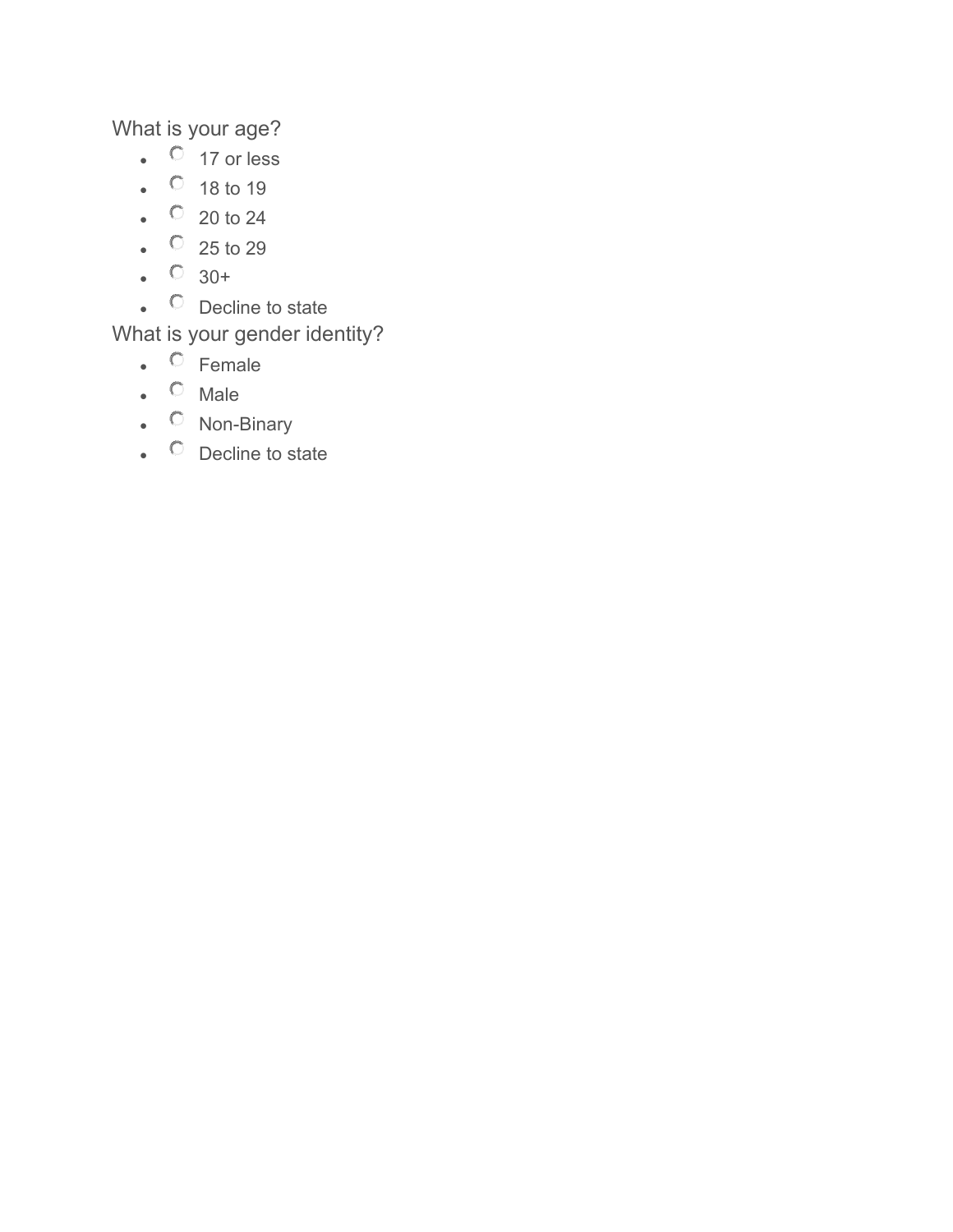What is your age?

- 17 or less
- 18 to 19
- 20 to 24
- 25 to 29
- 30+
- Decline to state

What is your gender identity?

- Female
- Male
- Non-Binary
- Decline to state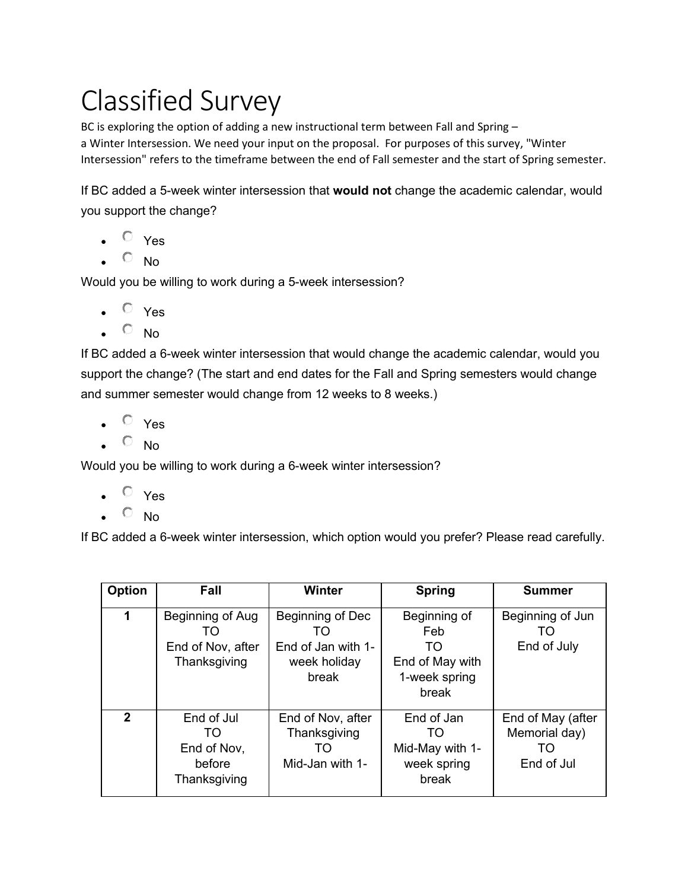# Classified Survey

BC is exploring the option of adding a new instructional term between Fall and Spring – a Winter Intersession. We need your input on the proposal. For purposes of this survey, "Winter Intersession" refers to the timeframe between the end of Fall semester and the start of Spring semester.

If BC added a 5-week winter intersession that **would not** change the academic calendar, would you support the change?

- Yes
- No

Would you be willing to work during a 5-week intersession?

- Yes
- No

If BC added a 6-week winter intersession that would change the academic calendar, would you support the change? (The start and end dates for the Fall and Spring semesters would change and summer semester would change from 12 weeks to 8 weeks.)

- Yes
- No

Would you be willing to work during a 6-week winter intersession?

- Yes
- No

If BC added a 6-week winter intersession, which option would you prefer? Please read carefully.

| Option | Fall | Winter | Spring | Summer |
|---|---|---|---|---|
| 1 | Beginning of Aug TO End of Nov, after Thanksgiving | Beginning of Dec TO End of Jan with 1-week holiday break | Beginning of Feb TO End of May with 1-week spring break | Beginning of Jun TO End of July |
| 2 | End of Jul TO End of Nov, before Thanksgiving | End of Nov, after Thanksgiving TO Mid-Jan with 1- | End of Jan TO Mid-May with 1-week spring break | End of May (after Memorial day) TO End of Jul |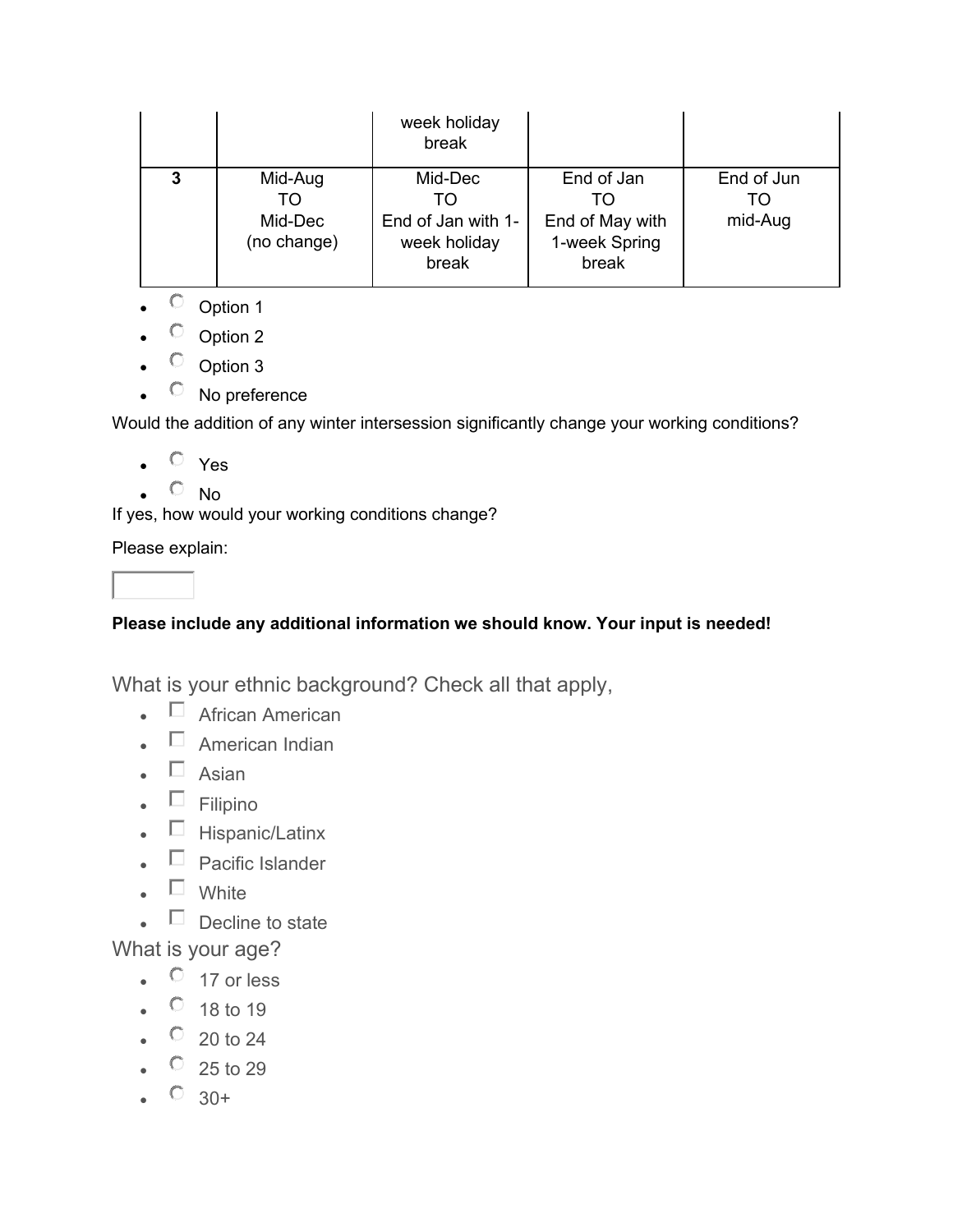|  |  | week holiday break |  |  |
| --- | --- | --- | --- | --- |
| **3** | Mid-Aug TO Mid-Dec (no change) | Mid-Dec TO End of Jan with 1-week holiday break | End of Jan TO End of May with 1-week Spring break | End of Jun TO mid-Aug |

- Option 1
- Option 2
- Option 3
- No preference

Would the addition of any winter intersession significantly change your working conditions?

- Yes
- No

If yes, how would your working conditions change?

Please explain:

**Please include any additional information we should know. Your input is needed!**

What is your ethnic background? Check all that apply,

- African American
- American Indian
- Asian
- Filipino
- Hispanic/Latinx
- Pacific Islander
- White
- Decline to state

What is your age?

- 17 or less
- 18 to 19
- 20 to 24
- 25 to 29
- 30+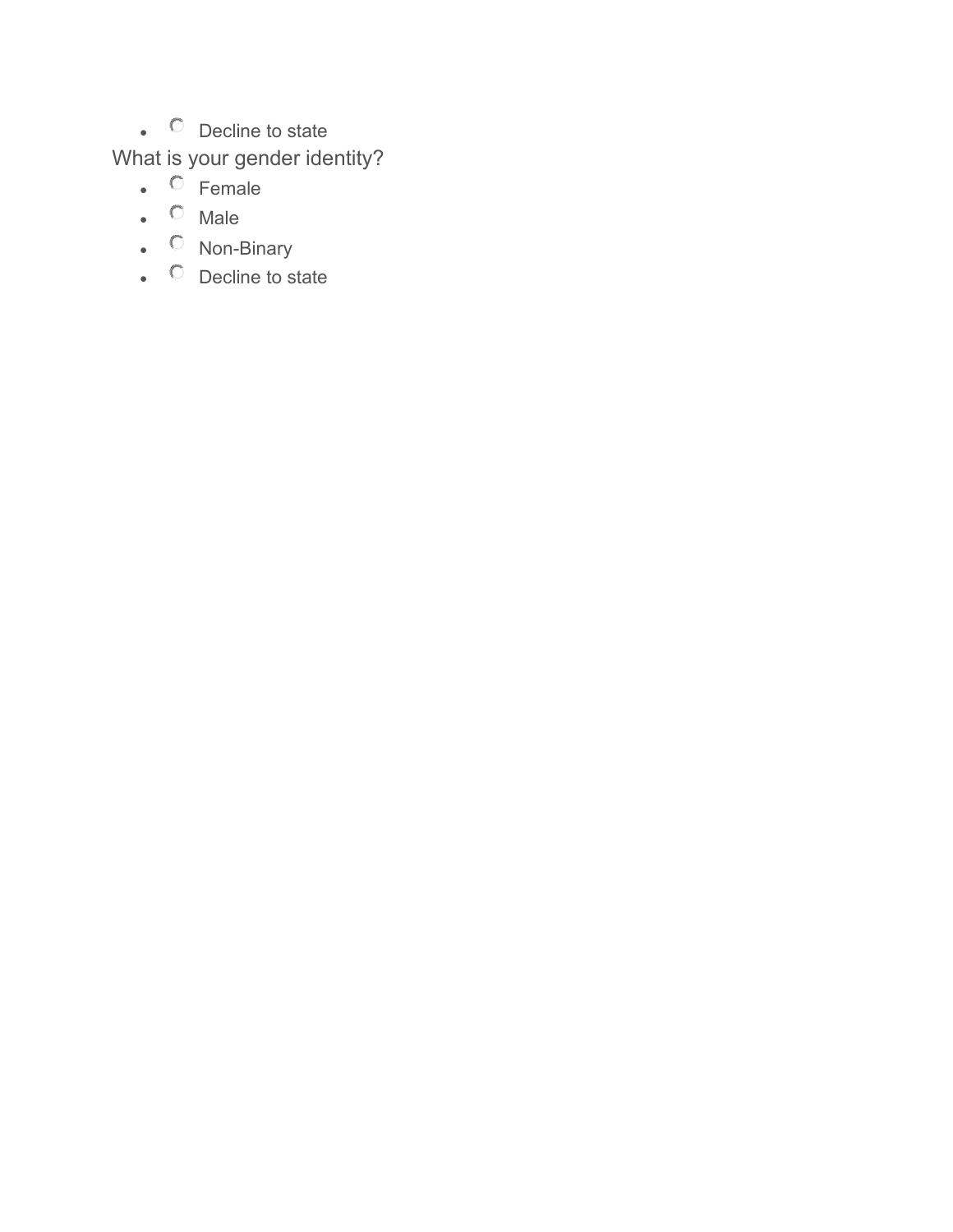- Decline to state

What is your gender identity?

- Female
- Male
- Non-Binary
- Decline to state